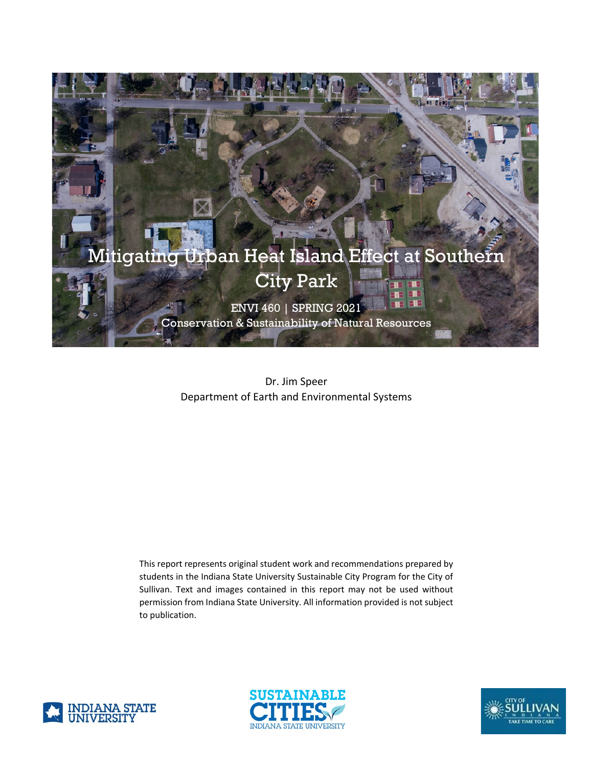# Mitigating Urban Heat Island Effect at Southern City Park

ENVI 460 | SPRING 2021

Conservation & Sustainability of Natural Resources

Dr. Jim Speer

Department of Earth and Environmental Systems

This report represents original student work and recommendations prepared by students in the Indiana State University Sustainable City Program for the City of Sullivan. Text and images contained in this report may not be used without permission from Indiana State University. All information provided is not subject to publication.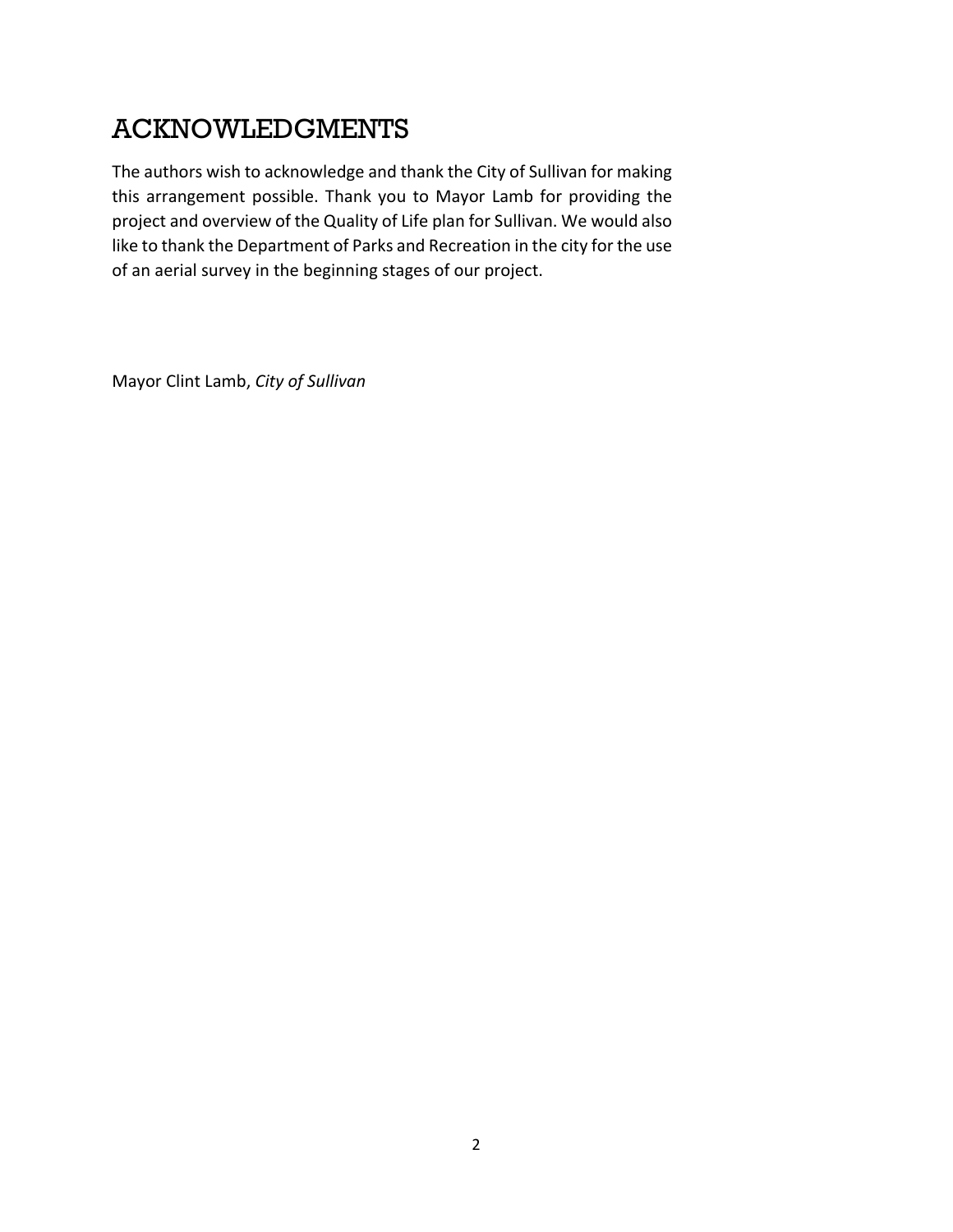# ACKNOWLEDGMENTS

The authors wish to acknowledge and thank the City of Sullivan for making this arrangement possible. Thank you to Mayor Lamb for providing the project and overview of the Quality of Life plan for Sullivan. We would also like to thank the Department of Parks and Recreation in the city for the use of an aerial survey in the beginning stages of our project.

Mayor Clint Lamb, *City of Sullivan*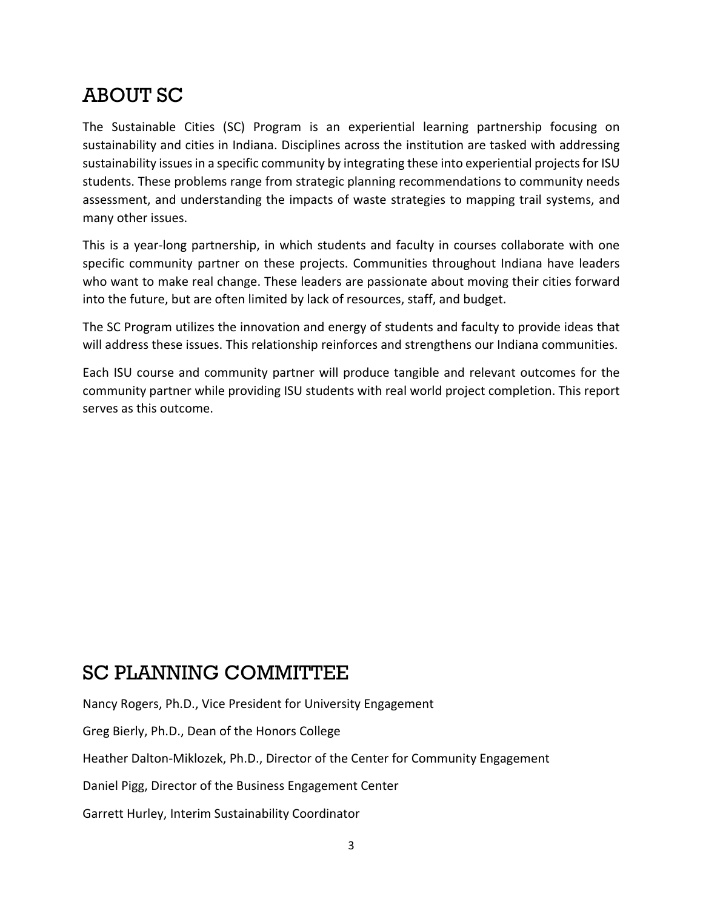## ABOUT SC

The Sustainable Cities (SC) Program is an experiential learning partnership focusing on sustainability and cities in Indiana. Disciplines across the institution are tasked with addressing sustainability issues in a specific community by integrating these into experiential projects for ISU students. These problems range from strategic planning recommendations to community needs assessment, and understanding the impacts of waste strategies to mapping trail systems, and many other issues.

This is a year-long partnership, in which students and faculty in courses collaborate with one specific community partner on these projects. Communities throughout Indiana have leaders who want to make real change. These leaders are passionate about moving their cities forward into the future, but are often limited by lack of resources, staff, and budget.

The SC Program utilizes the innovation and energy of students and faculty to provide ideas that will address these issues. This relationship reinforces and strengthens our Indiana communities.

Each ISU course and community partner will produce tangible and relevant outcomes for the community partner while providing ISU students with real world project completion. This report serves as this outcome.

## SC PLANNING COMMITTEE

Nancy Rogers, Ph.D., Vice President for University Engagement

Greg Bierly, Ph.D., Dean of the Honors College

Heather Dalton-Miklozek, Ph.D., Director of the Center for Community Engagement

Daniel Pigg, Director of the Business Engagement Center

Garrett Hurley, Interim Sustainability Coordinator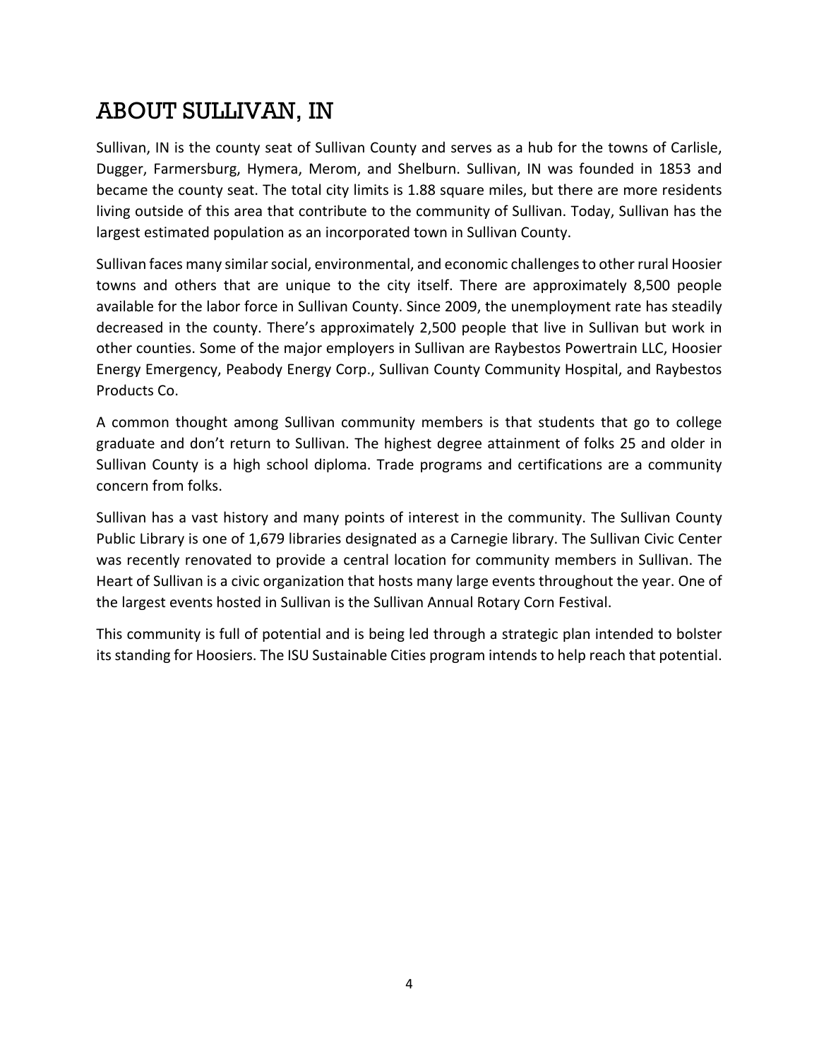# ABOUT SULLIVAN, IN

Sullivan, IN is the county seat of Sullivan County and serves as a hub for the towns of Carlisle, Dugger, Farmersburg, Hymera, Merom, and Shelburn. Sullivan, IN was founded in 1853 and became the county seat. The total city limits is 1.88 square miles, but there are more residents living outside of this area that contribute to the community of Sullivan. Today, Sullivan has the largest estimated population as an incorporated town in Sullivan County.

Sullivan faces many similar social, environmental, and economic challenges to other rural Hoosier towns and others that are unique to the city itself. There are approximately 8,500 people available for the labor force in Sullivan County. Since 2009, the unemployment rate has steadily decreased in the county. There's approximately 2,500 people that live in Sullivan but work in other counties. Some of the major employers in Sullivan are Raybestos Powertrain LLC, Hoosier Energy Emergency, Peabody Energy Corp., Sullivan County Community Hospital, and Raybestos Products Co.

A common thought among Sullivan community members is that students that go to college graduate and don't return to Sullivan. The highest degree attainment of folks 25 and older in Sullivan County is a high school diploma. Trade programs and certifications are a community concern from folks.

Sullivan has a vast history and many points of interest in the community. The Sullivan County Public Library is one of 1,679 libraries designated as a Carnegie library. The Sullivan Civic Center was recently renovated to provide a central location for community members in Sullivan. The Heart of Sullivan is a civic organization that hosts many large events throughout the year. One of the largest events hosted in Sullivan is the Sullivan Annual Rotary Corn Festival.

This community is full of potential and is being led through a strategic plan intended to bolster its standing for Hoosiers. The ISU Sustainable Cities program intends to help reach that potential.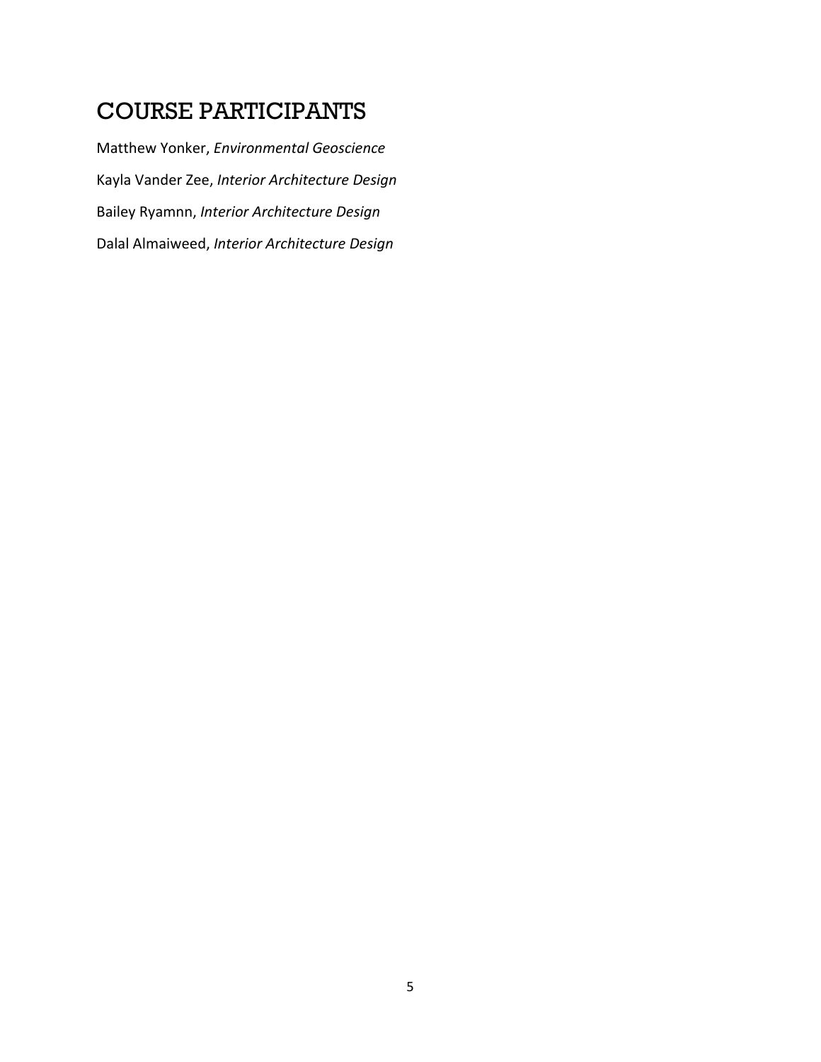# COURSE PARTICIPANTS

Matthew Yonker, *Environmental Geoscience*

Kayla Vander Zee, *Interior Architecture Design*

Bailey Ryamnn, *Interior Architecture Design*

Dalal Almaiweed, *Interior Architecture Design*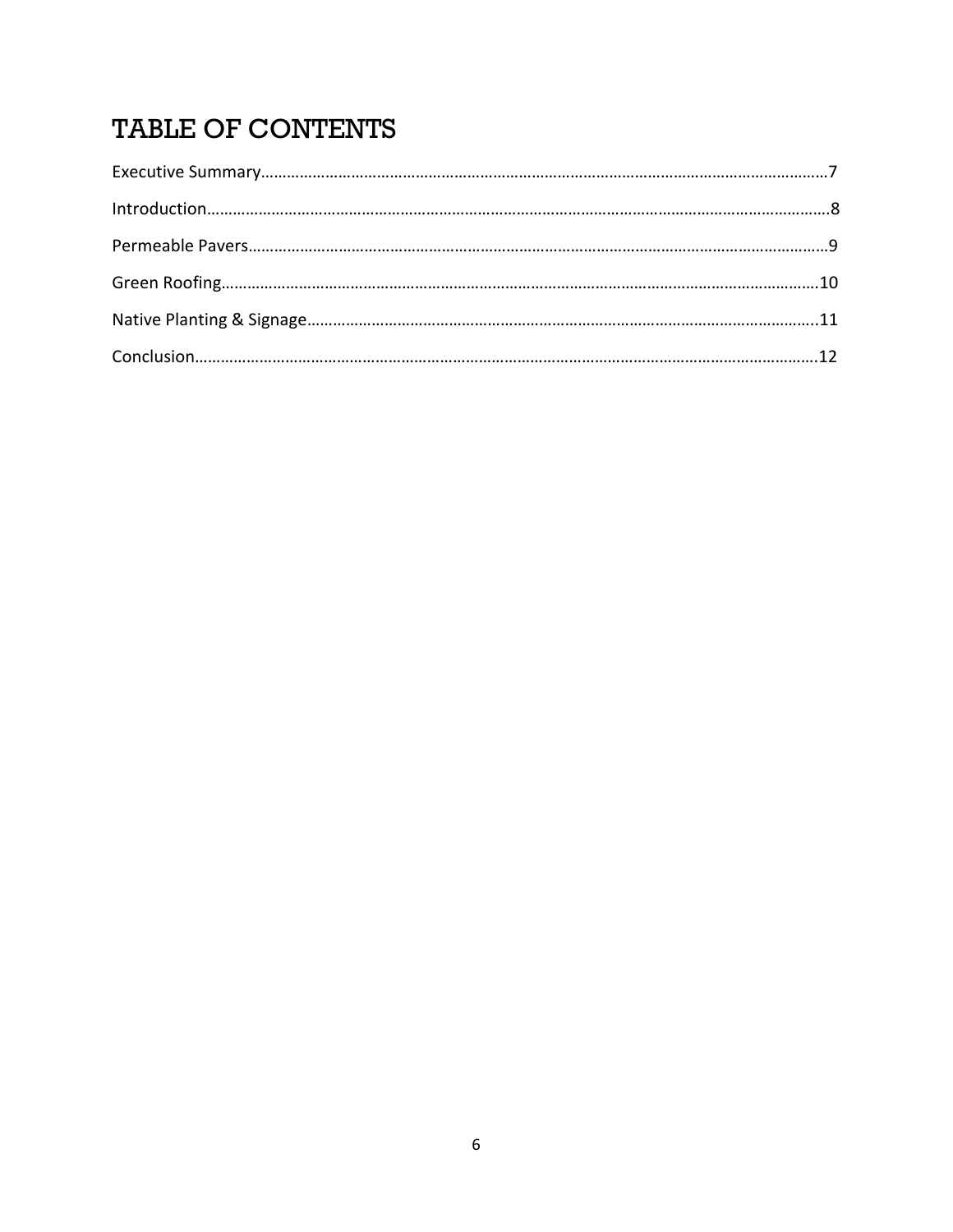# TABLE OF CONTENTS

Executive Summary……………………………………………………………………………………………………………………7

Introduction…………………………………………………………………………………………………………………………8

Permeable Pavers……………………………………………………………………………………………………………………9

Green Roofing…………………………………………………………………………………………………………………………10

Native Planting & Signage…………………………………………………………………………………………………..11

Conclusion……………………………………………………………………………………………………………………………12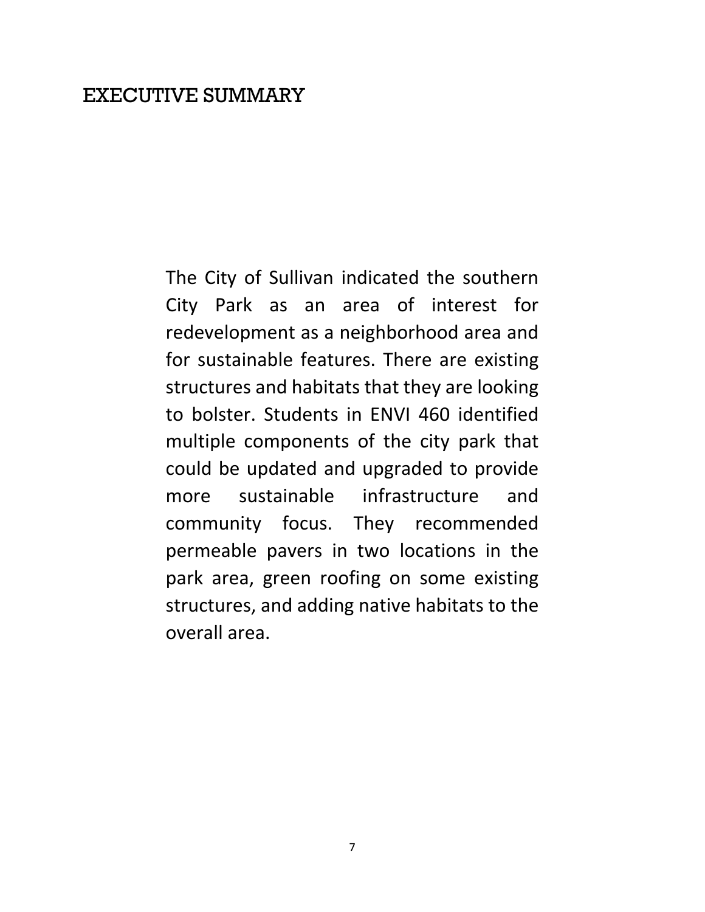# EXECUTIVE SUMMARY

The City of Sullivan indicated the southern City Park as an area of interest for redevelopment as a neighborhood area and for sustainable features. There are existing structures and habitats that they are looking to bolster. Students in ENVI 460 identified multiple components of the city park that could be updated and upgraded to provide more sustainable infrastructure and community focus. They recommended permeable pavers in two locations in the park area, green roofing on some existing structures, and adding native habitats to the overall area.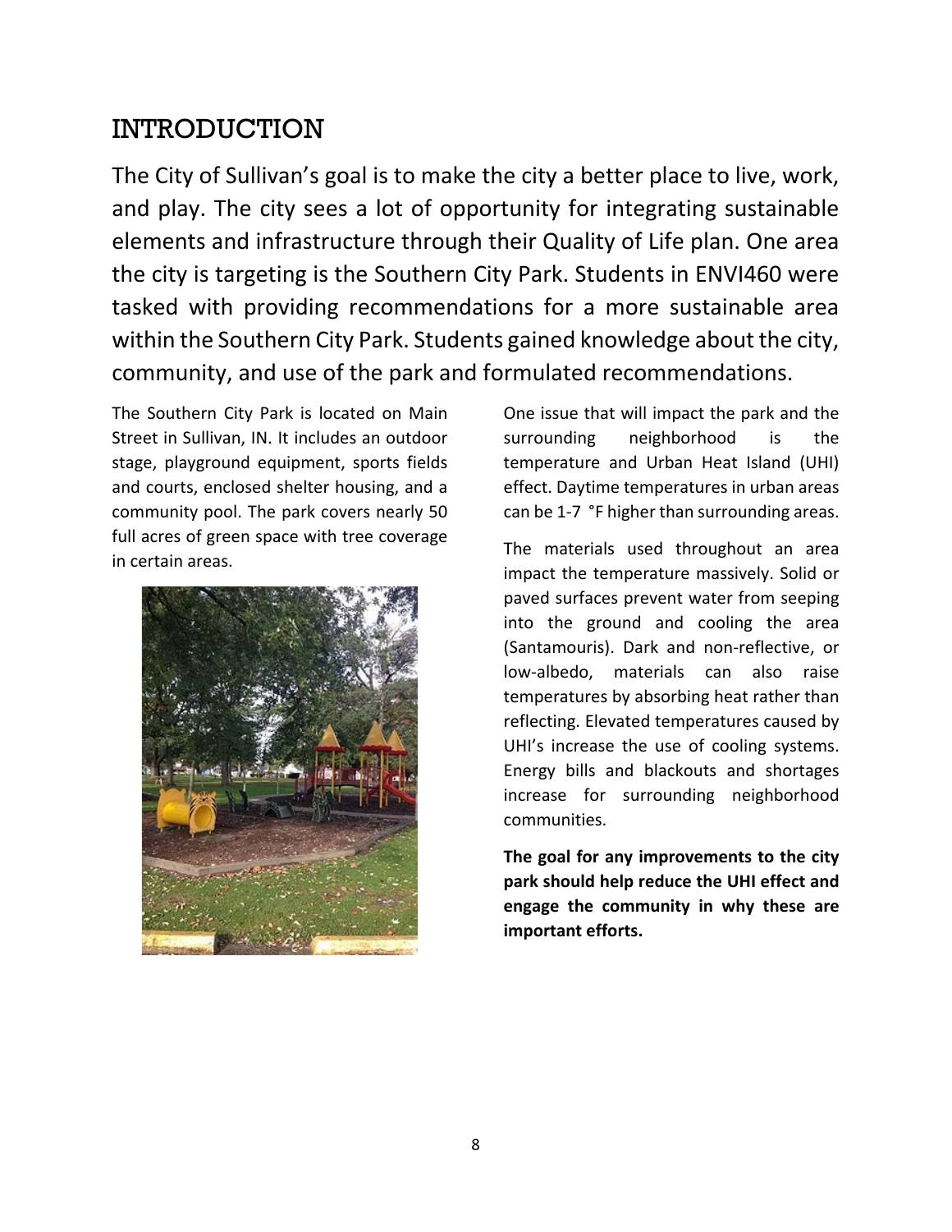# INTRODUCTION

The City of Sullivan's goal is to make the city a better place to live, work, and play. The city sees a lot of opportunity for integrating sustainable elements and infrastructure through their Quality of Life plan. One area the city is targeting is the Southern City Park. Students in ENVI460 were tasked with providing recommendations for a more sustainable area within the Southern City Park. Students gained knowledge about the city, community, and use of the park and formulated recommendations.

The Southern City Park is located on Main Street in Sullivan, IN. It includes an outdoor stage, playground equipment, sports fields and courts, enclosed shelter housing, and a community pool. The park covers nearly 50 full acres of green space with tree coverage in certain areas.

One issue that will impact the park and the surrounding neighborhood is the temperature and Urban Heat Island (UHI) effect. Daytime temperatures in urban areas can be 1-7 °F higher than surrounding areas.

The materials used throughout an area impact the temperature massively. Solid or paved surfaces prevent water from seeping into the ground and cooling the area (Santamouris). Dark and non-reflective, or low-albedo, materials can also raise temperatures by absorbing heat rather than reflecting. Elevated temperatures caused by UHI's increase the use of cooling systems. Energy bills and blackouts and shortages increase for surrounding neighborhood communities.

**The goal for any improvements to the city park should help reduce the UHI effect and engage the community in why these are important efforts.**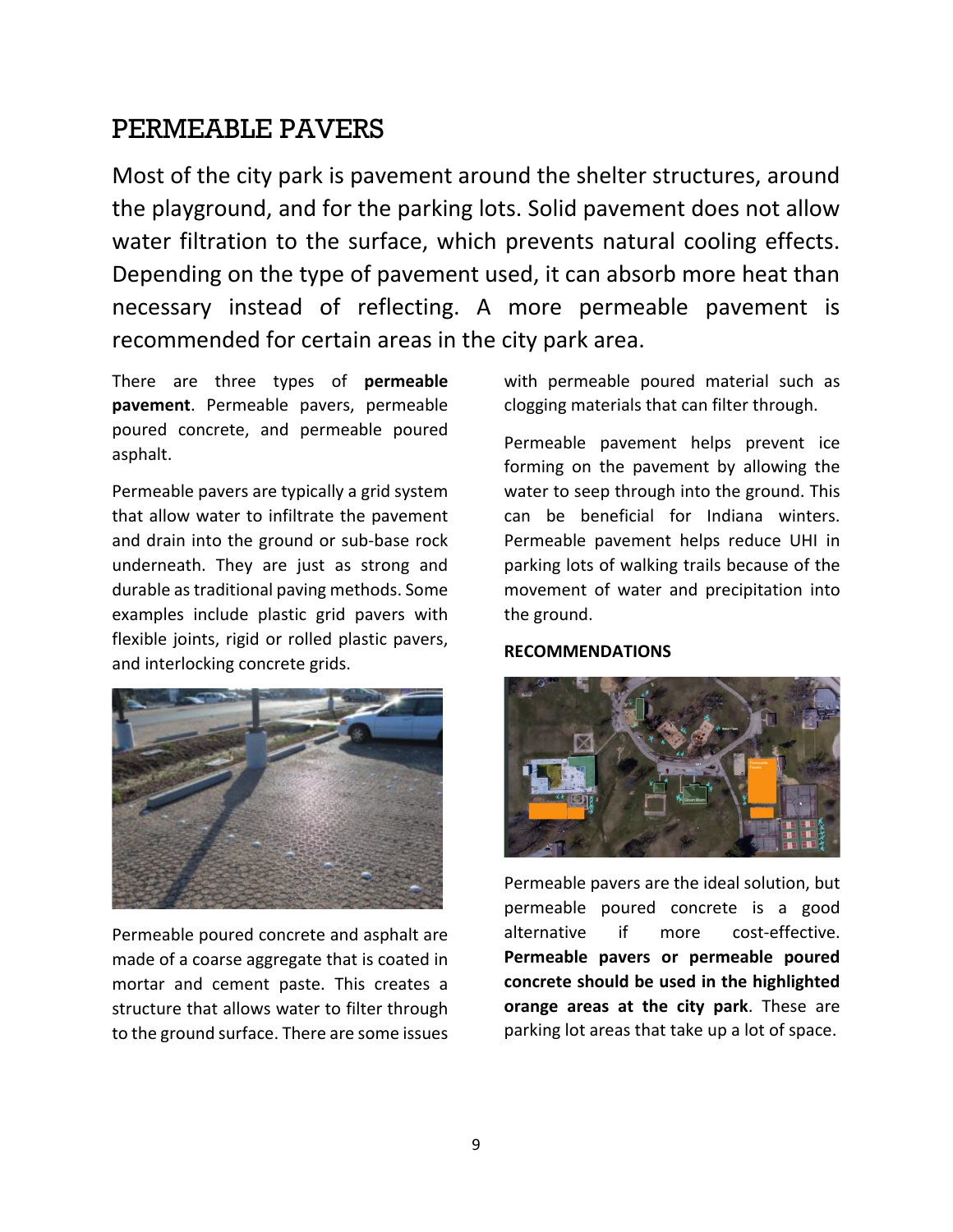# PERMEABLE PAVERS

Most of the city park is pavement around the shelter structures, around the playground, and for the parking lots. Solid pavement does not allow water filtration to the surface, which prevents natural cooling effects. Depending on the type of pavement used, it can absorb more heat than necessary instead of reflecting. A more permeable pavement is recommended for certain areas in the city park area.

There are three types of **permeable pavement**. Permeable pavers, permeable poured concrete, and permeable poured asphalt.

Permeable pavers are typically a grid system that allow water to infiltrate the pavement and drain into the ground or sub-base rock underneath. They are just as strong and durable as traditional paving methods. Some examples include plastic grid pavers with flexible joints, rigid or rolled plastic pavers, and interlocking concrete grids.

Permeable poured concrete and asphalt are made of a coarse aggregate that is coated in mortar and cement paste. This creates a structure that allows water to filter through to the ground surface. There are some issues with permeable poured material such as clogging materials that can filter through.

Permeable pavement helps prevent ice forming on the pavement by allowing the water to seep through into the ground. This can be beneficial for Indiana winters. Permeable pavement helps reduce UHI in parking lots of walking trails because of the movement of water and precipitation into the ground.

**RECOMMENDATIONS**

Permeable pavers are the ideal solution, but permeable poured concrete is a good alternative if more cost-effective. **Permeable pavers or permeable poured concrete should be used in the highlighted orange areas at the city park**. These are parking lot areas that take up a lot of space.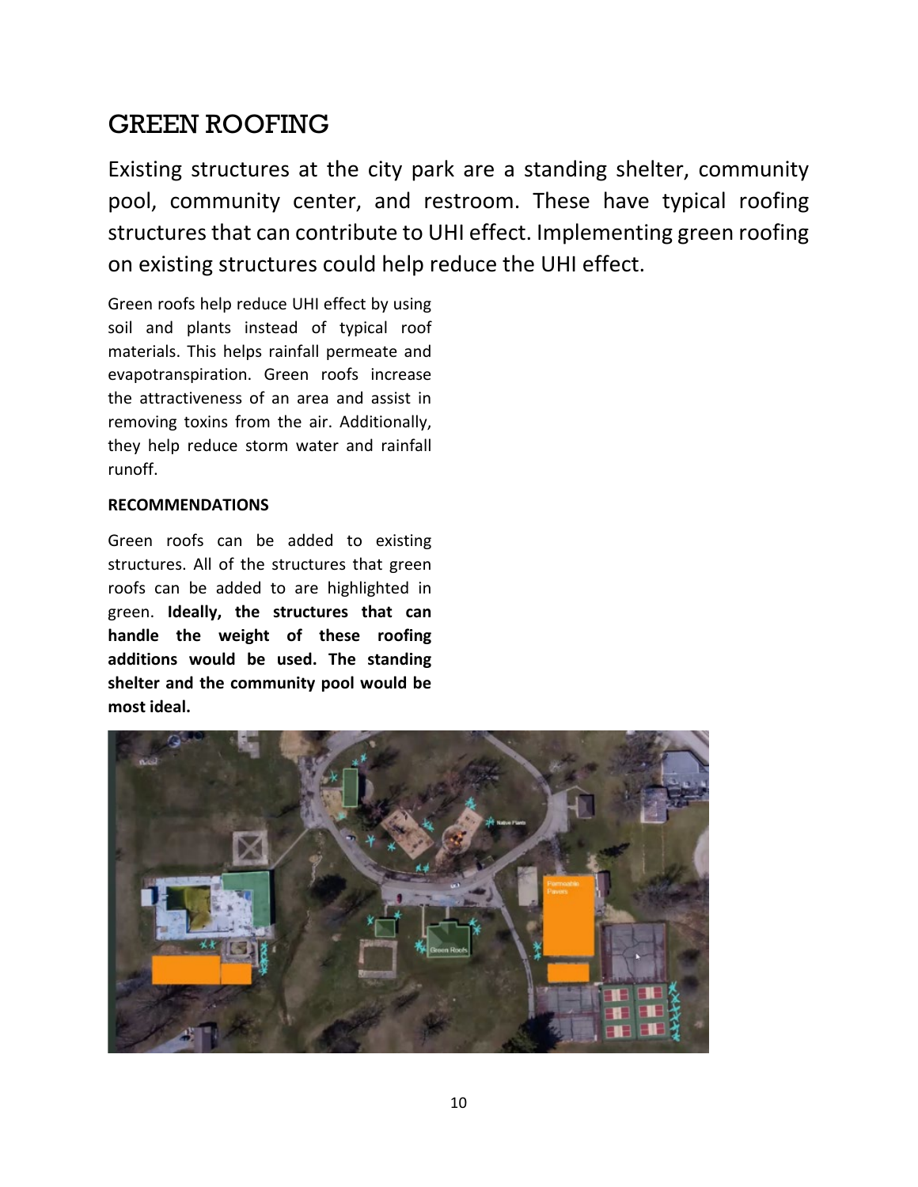## GREEN ROOFING

Existing structures at the city park are a standing shelter, community pool, community center, and restroom. These have typical roofing structures that can contribute to UHI effect. Implementing green roofing on existing structures could help reduce the UHI effect.

Green roofs help reduce UHI effect by using soil and plants instead of typical roof materials. This helps rainfall permeate and evapotranspiration. Green roofs increase the attractiveness of an area and assist in removing toxins from the air. Additionally, they help reduce storm water and rainfall runoff.

**RECOMMENDATIONS**

Green roofs can be added to existing structures. All of the structures that green roofs can be added to are highlighted in green. **Ideally, the structures that can handle the weight of these roofing additions would be used. The standing shelter and the community pool would be most ideal.**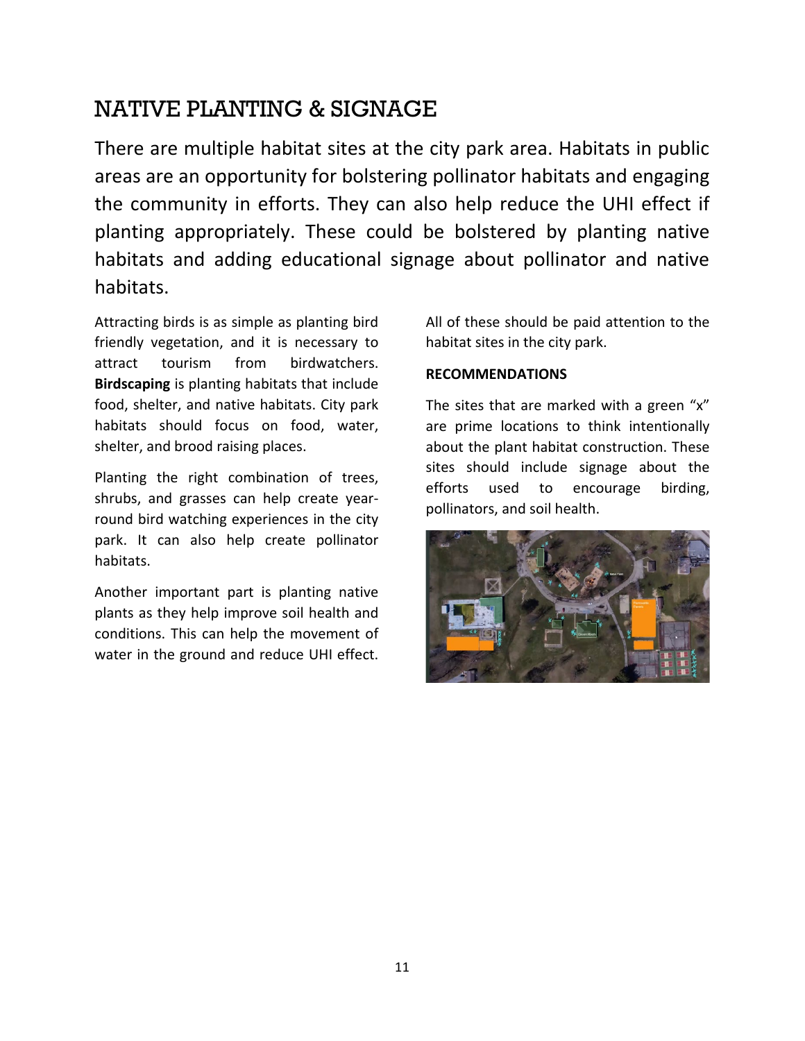## NATIVE PLANTING & SIGNAGE

There are multiple habitat sites at the city park area. Habitats in public areas are an opportunity for bolstering pollinator habitats and engaging the community in efforts. They can also help reduce the UHI effect if planting appropriately. These could be bolstered by planting native habitats and adding educational signage about pollinator and native habitats.

Attracting birds is as simple as planting bird friendly vegetation, and it is necessary to attract tourism from birdwatchers. **Birdscaping** is planting habitats that include food, shelter, and native habitats. City park habitats should focus on food, water, shelter, and brood raising places.

Planting the right combination of trees, shrubs, and grasses can help create year-round bird watching experiences in the city park. It can also help create pollinator habitats.

Another important part is planting native plants as they help improve soil health and conditions. This can help the movement of water in the ground and reduce UHI effect.

All of these should be paid attention to the habitat sites in the city park.

**RECOMMENDATIONS**

The sites that are marked with a green "x" are prime locations to think intentionally about the plant habitat construction. These sites should include signage about the efforts used to encourage birding, pollinators, and soil health.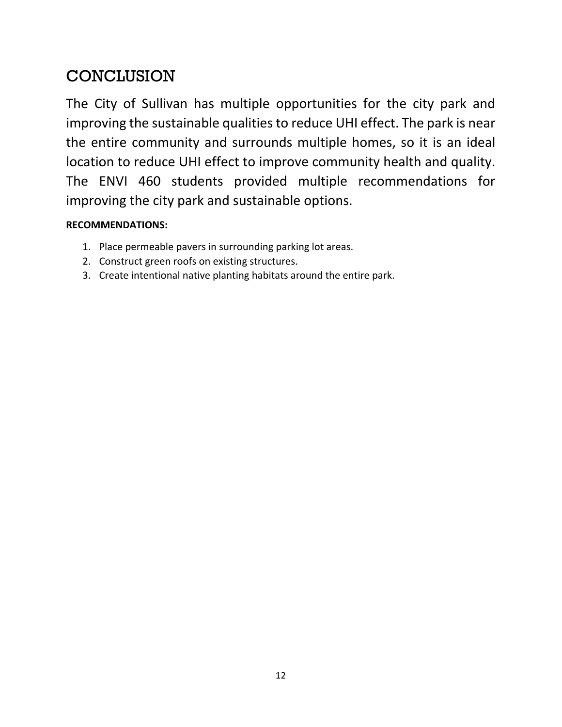# CONCLUSION

The City of Sullivan has multiple opportunities for the city park and improving the sustainable qualities to reduce UHI effect. The park is near the entire community and surrounds multiple homes, so it is an ideal location to reduce UHI effect to improve community health and quality. The ENVI 460 students provided multiple recommendations for improving the city park and sustainable options.

**RECOMMENDATIONS:**

1. Place permeable pavers in surrounding parking lot areas.
2. Construct green roofs on existing structures.
3. Create intentional native planting habitats around the entire park.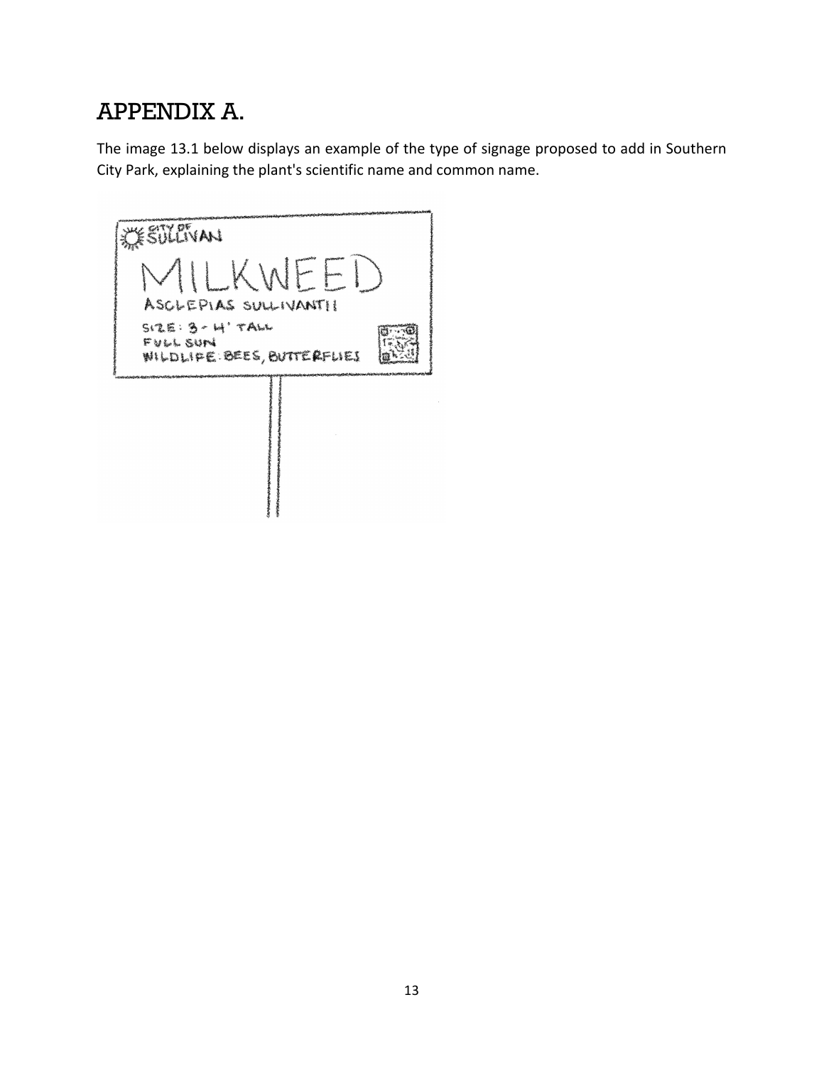# APPENDIX A.

The image 13.1 below displays an example of the type of signage proposed to add in Southern City Park, explaining the plant's scientific name and common name.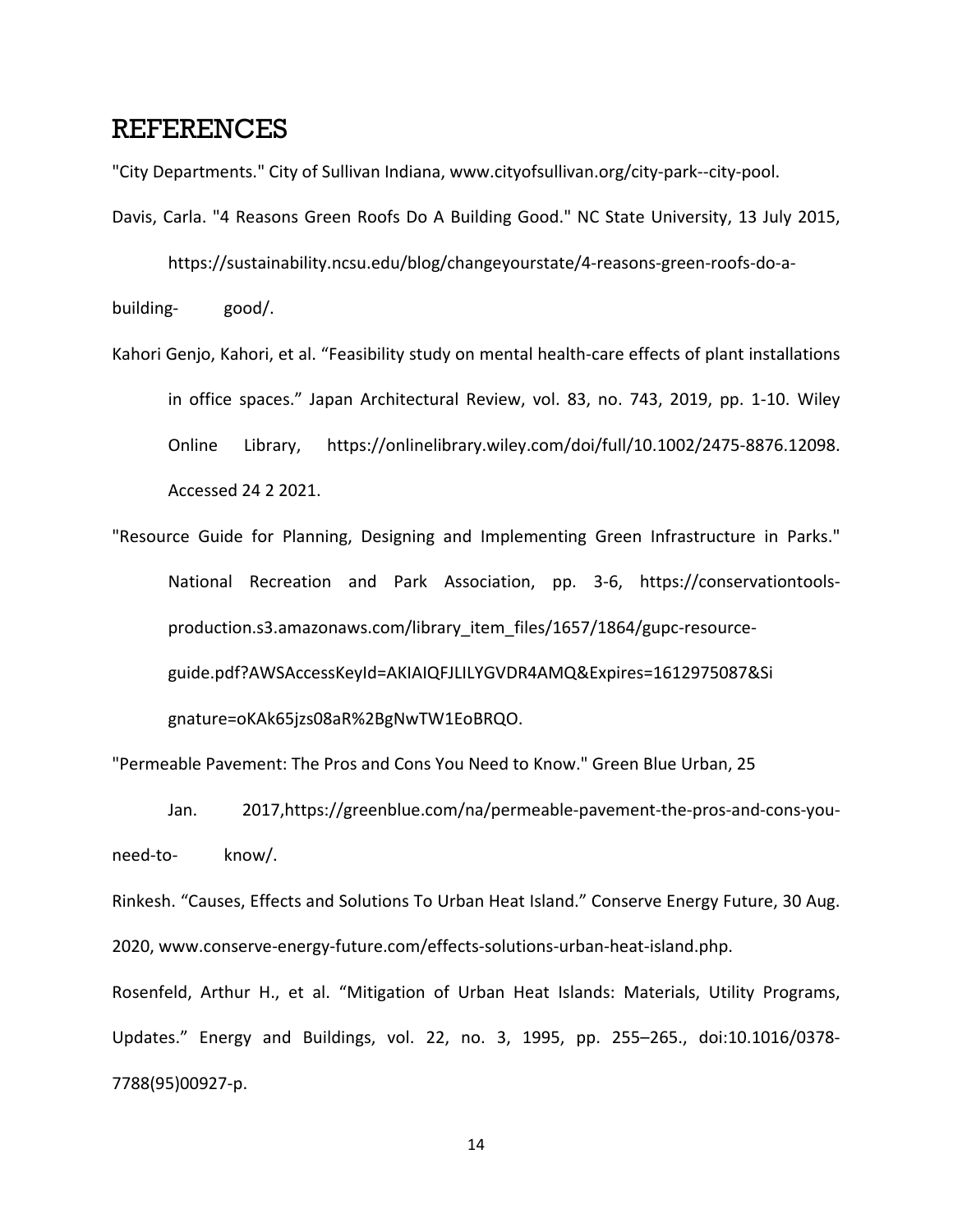# REFERENCES

"City Departments." City of Sullivan Indiana, www.cityofsullivan.org/city-park--city-pool.

Davis, Carla. "4 Reasons Green Roofs Do A Building Good." NC State University, 13 July 2015, https://sustainability.ncsu.edu/blog/changeyourstate/4-reasons-green-roofs-do-a-building- good/.

Kahori Genjo, Kahori, et al. "Feasibility study on mental health-care effects of plant installations in office spaces." Japan Architectural Review, vol. 83, no. 743, 2019, pp. 1-10. Wiley Online Library, https://onlinelibrary.wiley.com/doi/full/10.1002/2475-8876.12098. Accessed 24 2 2021.

"Resource Guide for Planning, Designing and Implementing Green Infrastructure in Parks." National Recreation and Park Association, pp. 3-6, https://conservationtools-production.s3.amazonaws.com/library_item_files/1657/1864/gupc-resource-guide.pdf?AWSAccessKeyId=AKIAIQFJLILYGVDR4AMQ&Expires=1612975087&Signature=oKAk65jzs08aR%2BgNwTW1EoBRQO.

"Permeable Pavement: The Pros and Cons You Need to Know." Green Blue Urban, 25 Jan. 2017,https://greenblue.com/na/permeable-pavement-the-pros-and-cons-you-need-to- know/.

Rinkesh. "Causes, Effects and Solutions To Urban Heat Island." Conserve Energy Future, 30 Aug. 2020, www.conserve-energy-future.com/effects-solutions-urban-heat-island.php.

Rosenfeld, Arthur H., et al. "Mitigation of Urban Heat Islands: Materials, Utility Programs, Updates." Energy and Buildings, vol. 22, no. 3, 1995, pp. 255–265., doi:10.1016/0378-7788(95)00927-p.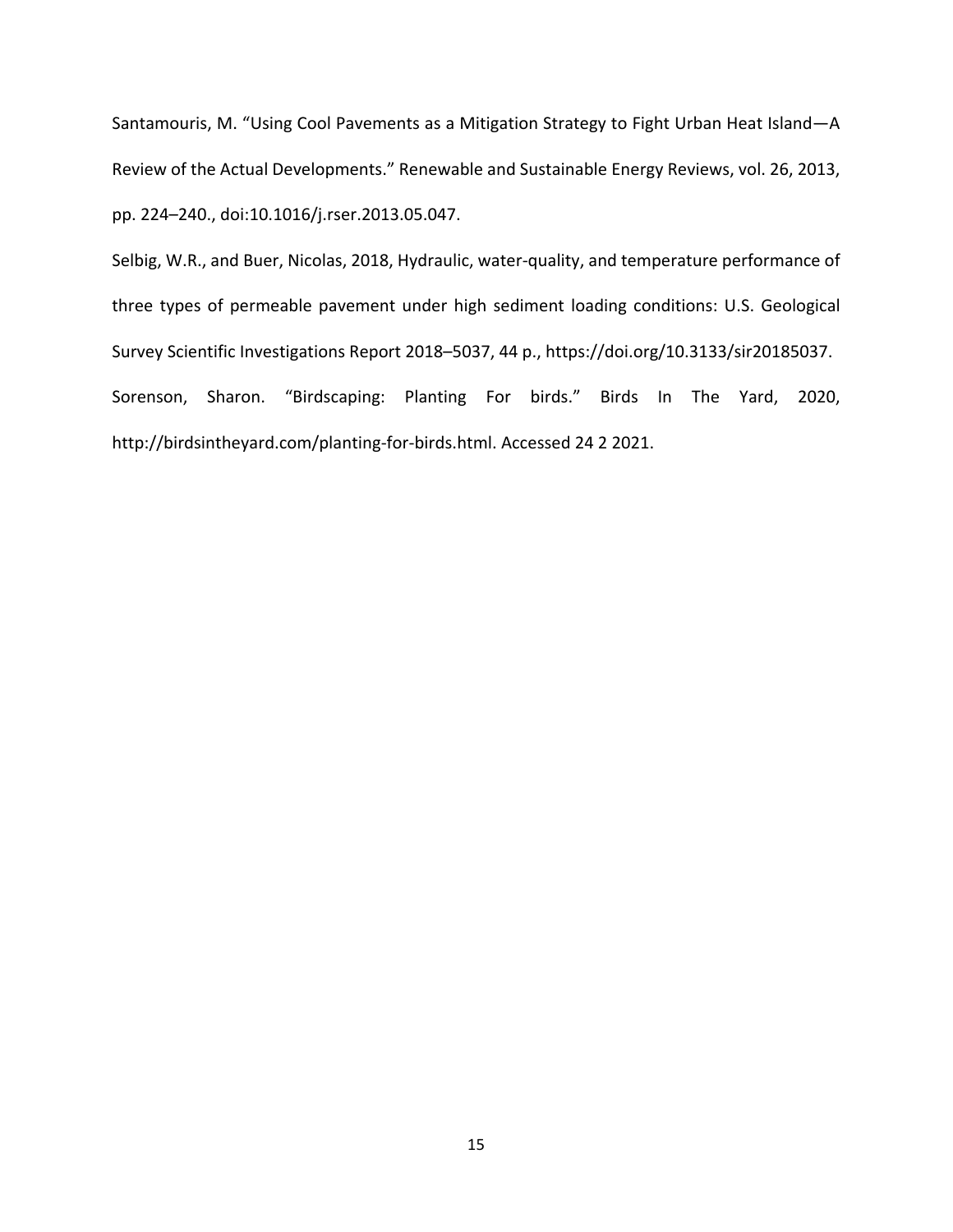Santamouris, M. "Using Cool Pavements as a Mitigation Strategy to Fight Urban Heat Island—A Review of the Actual Developments." Renewable and Sustainable Energy Reviews, vol. 26, 2013, pp. 224–240., doi:10.1016/j.rser.2013.05.047.

Selbig, W.R., and Buer, Nicolas, 2018, Hydraulic, water-quality, and temperature performance of three types of permeable pavement under high sediment loading conditions: U.S. Geological Survey Scientific Investigations Report 2018–5037, 44 p., https://doi.org/10.3133/sir20185037.

Sorenson, Sharon. "Birdscaping: Planting For birds." Birds In The Yard, 2020, http://birdsintheyard.com/planting-for-birds.html. Accessed 24 2 2021.